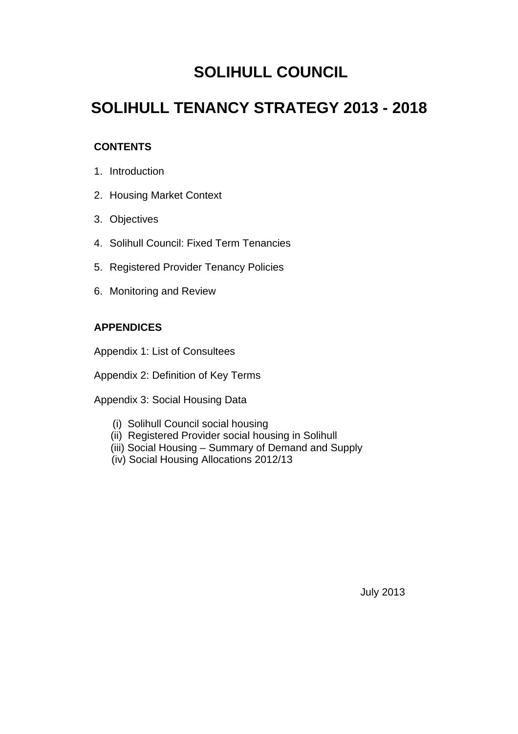# SOLIHULL COUNCIL

# SOLIHULL TENANCY STRATEGY 2013 - 2018

**CONTENTS**

1. Introduction
2. Housing Market Context
3. Objectives
4. Solihull Council: Fixed Term Tenancies
5. Registered Provider Tenancy Policies
6. Monitoring and Review

**APPENDICES**

Appendix 1: List of Consultees

Appendix 2: Definition of Key Terms

Appendix 3: Social Housing Data

- (i) Solihull Council social housing
- (ii) Registered Provider social housing in Solihull
- (iii) Social Housing – Summary of Demand and Supply
- (iv) Social Housing Allocations 2012/13

July 2013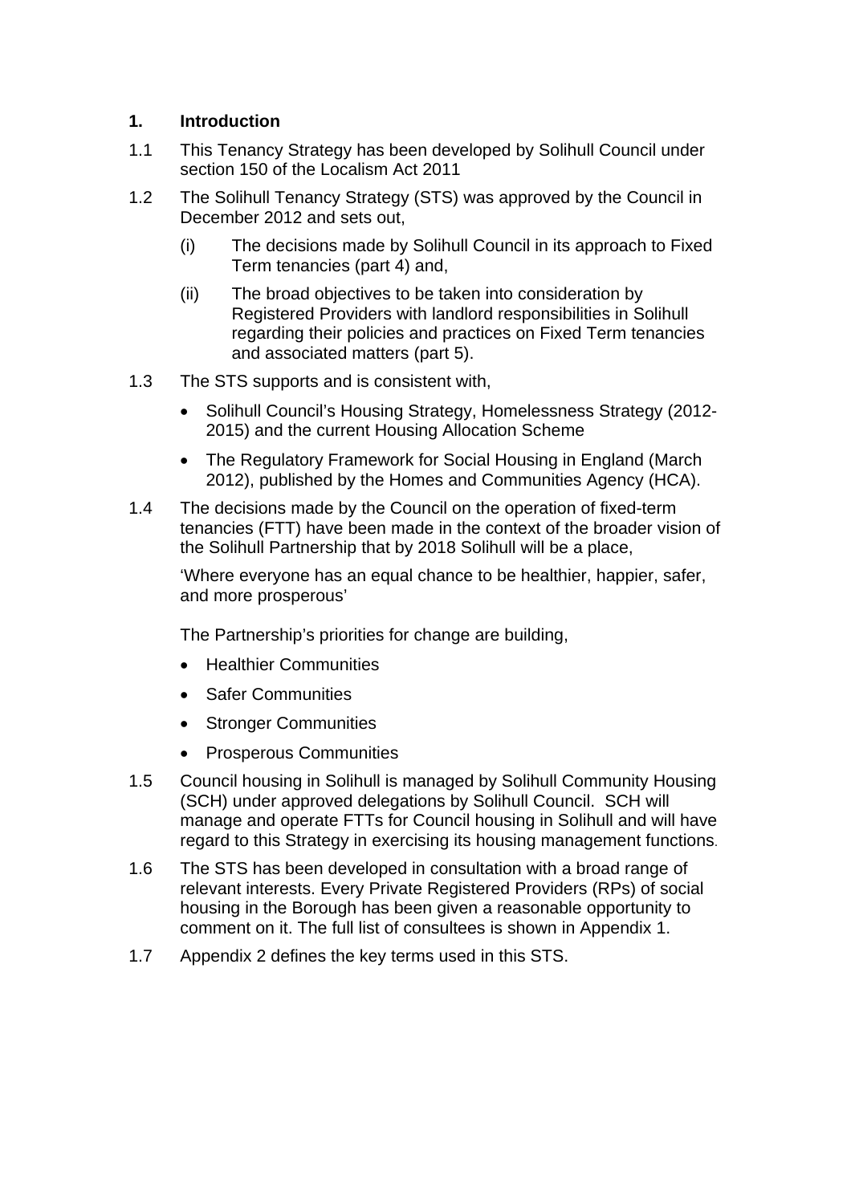## 1. Introduction

1.1 This Tenancy Strategy has been developed by Solihull Council under section 150 of the Localism Act 2011

1.2 The Solihull Tenancy Strategy (STS) was approved by the Council in December 2012 and sets out,

(i) The decisions made by Solihull Council in its approach to Fixed Term tenancies (part 4) and,

(ii) The broad objectives to be taken into consideration by Registered Providers with landlord responsibilities in Solihull regarding their policies and practices on Fixed Term tenancies and associated matters (part 5).

1.3 The STS supports and is consistent with,

- Solihull Council's Housing Strategy, Homelessness Strategy (2012-2015) and the current Housing Allocation Scheme
- The Regulatory Framework for Social Housing in England (March 2012), published by the Homes and Communities Agency (HCA).

1.4 The decisions made by the Council on the operation of fixed-term tenancies (FTT) have been made in the context of the broader vision of the Solihull Partnership that by 2018 Solihull will be a place,

'Where everyone has an equal chance to be healthier, happier, safer, and more prosperous'

The Partnership's priorities for change are building,

- Healthier Communities
- Safer Communities
- Stronger Communities
- Prosperous Communities

1.5 Council housing in Solihull is managed by Solihull Community Housing (SCH) under approved delegations by Solihull Council. SCH will manage and operate FTTs for Council housing in Solihull and will have regard to this Strategy in exercising its housing management functions.

1.6 The STS has been developed in consultation with a broad range of relevant interests. Every Private Registered Providers (RPs) of social housing in the Borough has been given a reasonable opportunity to comment on it. The full list of consultees is shown in Appendix 1.

1.7 Appendix 2 defines the key terms used in this STS.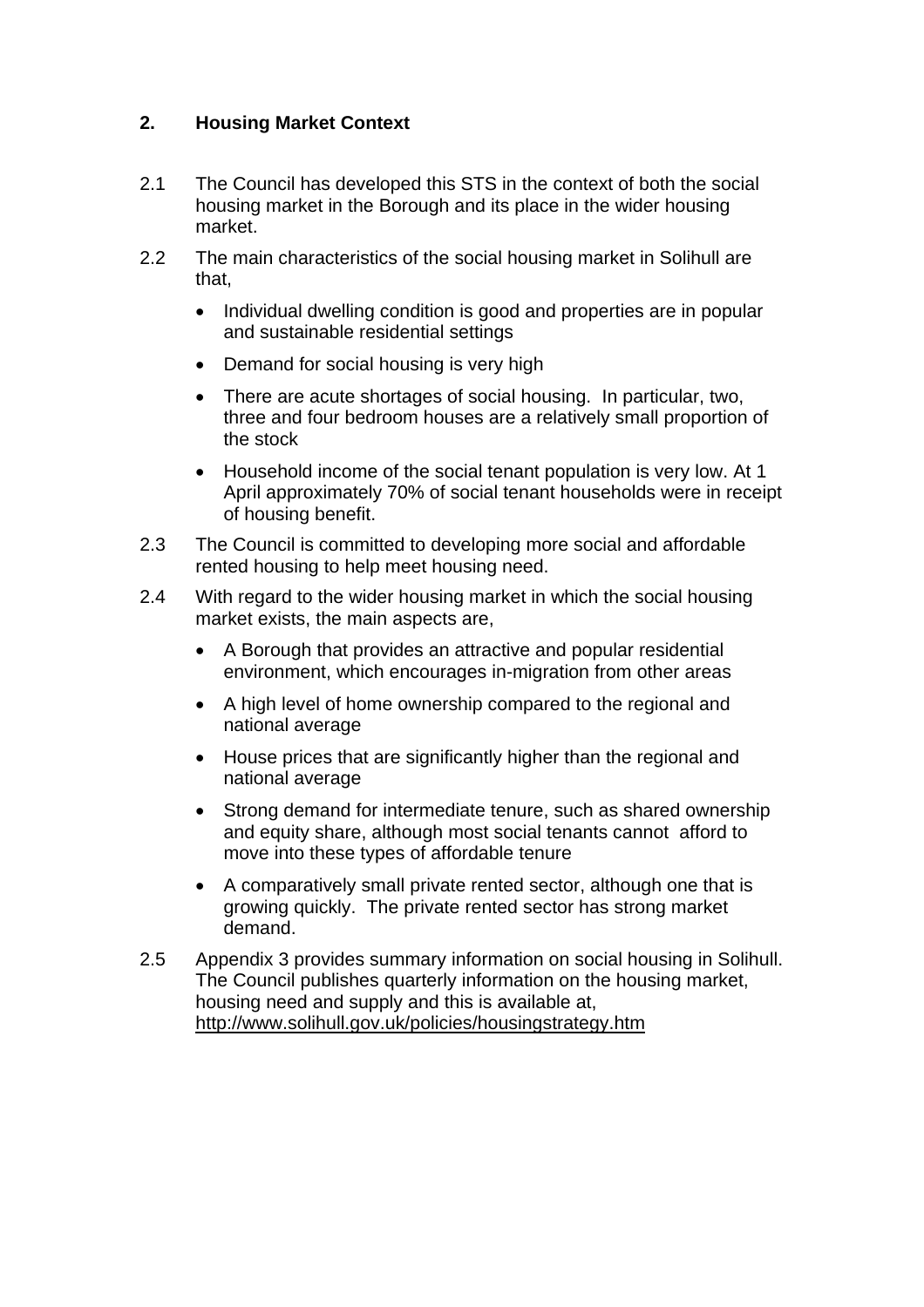## 2. Housing Market Context

2.1 The Council has developed this STS in the context of both the social housing market in the Borough and its place in the wider housing market.

2.2 The main characteristics of the social housing market in Solihull are that,

- Individual dwelling condition is good and properties are in popular and sustainable residential settings
- Demand for social housing is very high
- There are acute shortages of social housing. In particular, two, three and four bedroom houses are a relatively small proportion of the stock
- Household income of the social tenant population is very low. At 1 April approximately 70% of social tenant households were in receipt of housing benefit.

2.3 The Council is committed to developing more social and affordable rented housing to help meet housing need.

2.4 With regard to the wider housing market in which the social housing market exists, the main aspects are,

- A Borough that provides an attractive and popular residential environment, which encourages in-migration from other areas
- A high level of home ownership compared to the regional and national average
- House prices that are significantly higher than the regional and national average
- Strong demand for intermediate tenure, such as shared ownership and equity share, although most social tenants cannot afford to move into these types of affordable tenure
- A comparatively small private rented sector, although one that is growing quickly. The private rented sector has strong market demand.

2.5 Appendix 3 provides summary information on social housing in Solihull. The Council publishes quarterly information on the housing market, housing need and supply and this is available at, http://www.solihull.gov.uk/policies/housingstrategy.htm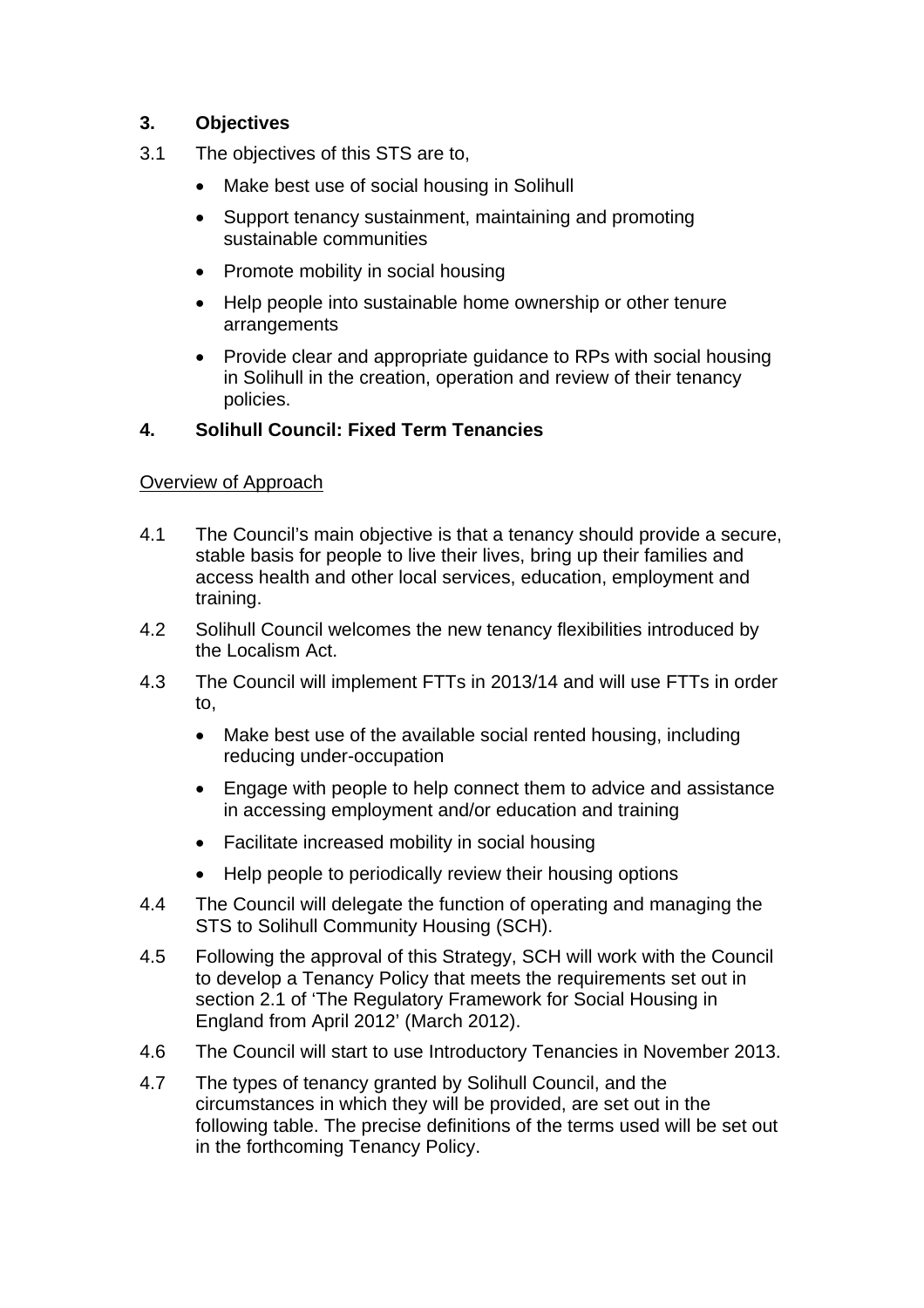## 3. Objectives

3.1 The objectives of this STS are to,

- Make best use of social housing in Solihull
- Support tenancy sustainment, maintaining and promoting sustainable communities
- Promote mobility in social housing
- Help people into sustainable home ownership or other tenure arrangements
- Provide clear and appropriate guidance to RPs with social housing in Solihull in the creation, operation and review of their tenancy policies.

## 4. Solihull Council: Fixed Term Tenancies

Overview of Approach

4.1 The Council's main objective is that a tenancy should provide a secure, stable basis for people to live their lives, bring up their families and access health and other local services, education, employment and training.

4.2 Solihull Council welcomes the new tenancy flexibilities introduced by the Localism Act.

4.3 The Council will implement FTTs in 2013/14 and will use FTTs in order to,

- Make best use of the available social rented housing, including reducing under-occupation
- Engage with people to help connect them to advice and assistance in accessing employment and/or education and training
- Facilitate increased mobility in social housing
- Help people to periodically review their housing options

4.4 The Council will delegate the function of operating and managing the STS to Solihull Community Housing (SCH).

4.5 Following the approval of this Strategy, SCH will work with the Council to develop a Tenancy Policy that meets the requirements set out in section 2.1 of 'The Regulatory Framework for Social Housing in England from April 2012' (March 2012).

4.6 The Council will start to use Introductory Tenancies in November 2013.

4.7 The types of tenancy granted by Solihull Council, and the circumstances in which they will be provided, are set out in the following table. The precise definitions of the terms used will be set out in the forthcoming Tenancy Policy.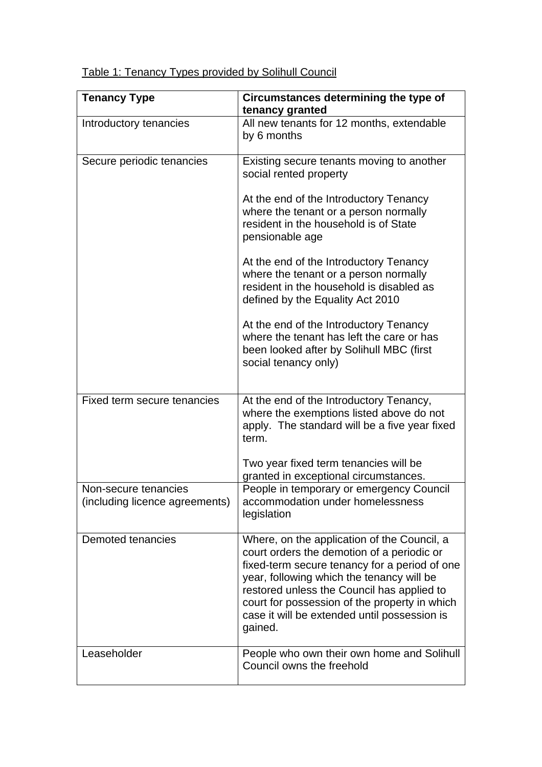Table 1: Tenancy Types provided by Solihull Council

| Tenancy Type | Circumstances determining the type of tenancy granted |
|---|---|
| Introductory tenancies | All new tenants for 12 months, extendable by 6 months |
| Secure periodic tenancies | Existing secure tenants moving to another social rented property<br><br>At the end of the Introductory Tenancy where the tenant or a person normally resident in the household is of State pensionable age<br><br>At the end of the Introductory Tenancy where the tenant or a person normally resident in the household is disabled as defined by the Equality Act 2010<br><br>At the end of the Introductory Tenancy where the tenant has left the care or has been looked after by Solihull MBC (first social tenancy only) |
| Fixed term secure tenancies | At the end of the Introductory Tenancy, where the exemptions listed above do not apply. The standard will be a five year fixed term.<br><br>Two year fixed term tenancies will be granted in exceptional circumstances. |
| Non-secure tenancies (including licence agreements) | People in temporary or emergency Council accommodation under homelessness legislation |
| Demoted tenancies | Where, on the application of the Council, a court orders the demotion of a periodic or fixed-term secure tenancy for a period of one year, following which the tenancy will be restored unless the Council has applied to court for possession of the property in which case it will be extended until possession is gained. |
| Leaseholder | People who own their own home and Solihull Council owns the freehold |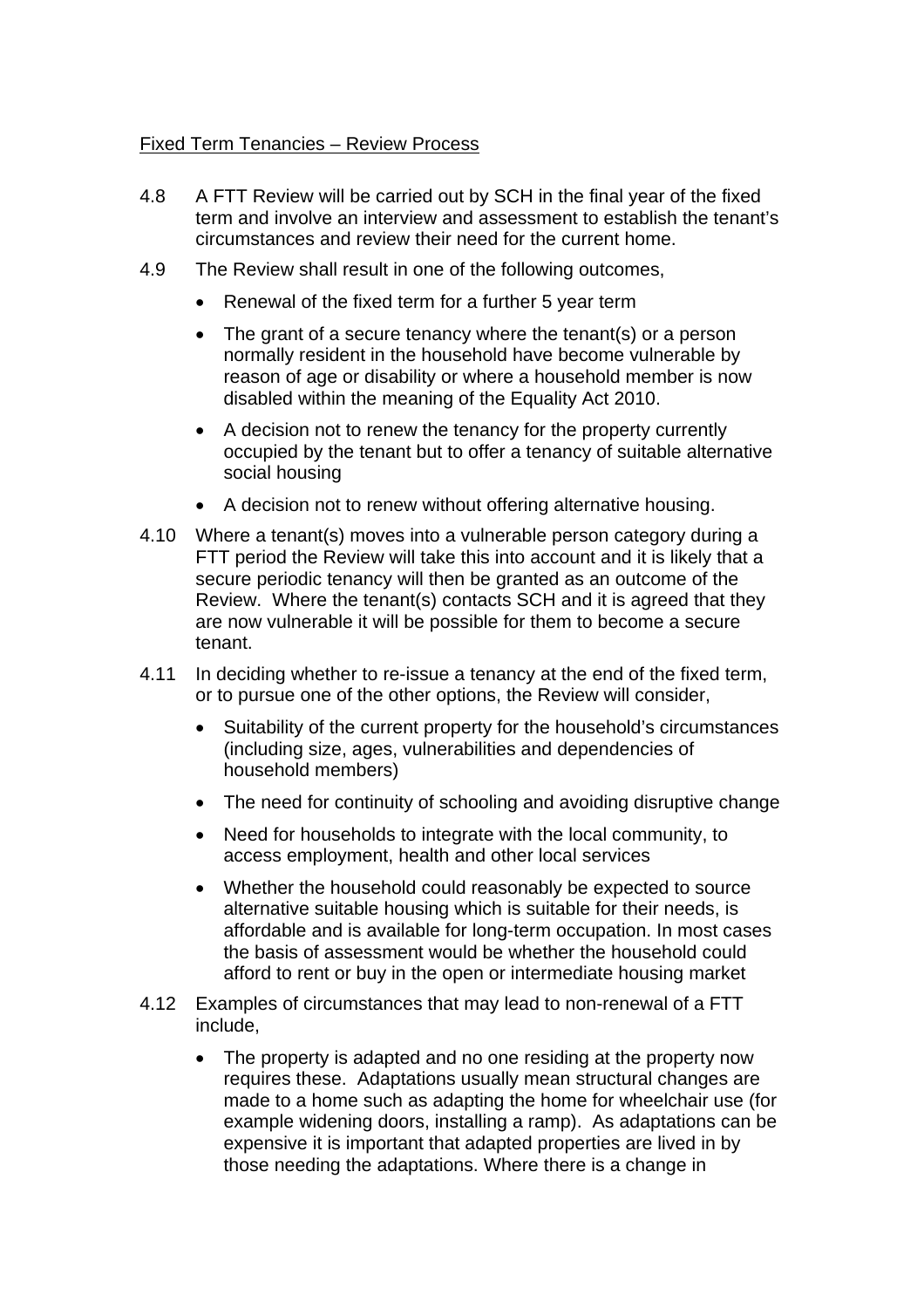Fixed Term Tenancies – Review Process

4.8 A FTT Review will be carried out by SCH in the final year of the fixed term and involve an interview and assessment to establish the tenant's circumstances and review their need for the current home.

4.9 The Review shall result in one of the following outcomes,

- Renewal of the fixed term for a further 5 year term
- The grant of a secure tenancy where the tenant(s) or a person normally resident in the household have become vulnerable by reason of age or disability or where a household member is now disabled within the meaning of the Equality Act 2010.
- A decision not to renew the tenancy for the property currently occupied by the tenant but to offer a tenancy of suitable alternative social housing
- A decision not to renew without offering alternative housing.

4.10 Where a tenant(s) moves into a vulnerable person category during a FTT period the Review will take this into account and it is likely that a secure periodic tenancy will then be granted as an outcome of the Review. Where the tenant(s) contacts SCH and it is agreed that they are now vulnerable it will be possible for them to become a secure tenant.

4.11 In deciding whether to re-issue a tenancy at the end of the fixed term, or to pursue one of the other options, the Review will consider,

- Suitability of the current property for the household's circumstances (including size, ages, vulnerabilities and dependencies of household members)
- The need for continuity of schooling and avoiding disruptive change
- Need for households to integrate with the local community, to access employment, health and other local services
- Whether the household could reasonably be expected to source alternative suitable housing which is suitable for their needs, is affordable and is available for long-term occupation. In most cases the basis of assessment would be whether the household could afford to rent or buy in the open or intermediate housing market

4.12 Examples of circumstances that may lead to non-renewal of a FTT include,

- The property is adapted and no one residing at the property now requires these. Adaptations usually mean structural changes are made to a home such as adapting the home for wheelchair use (for example widening doors, installing a ramp). As adaptations can be expensive it is important that adapted properties are lived in by those needing the adaptations. Where there is a change in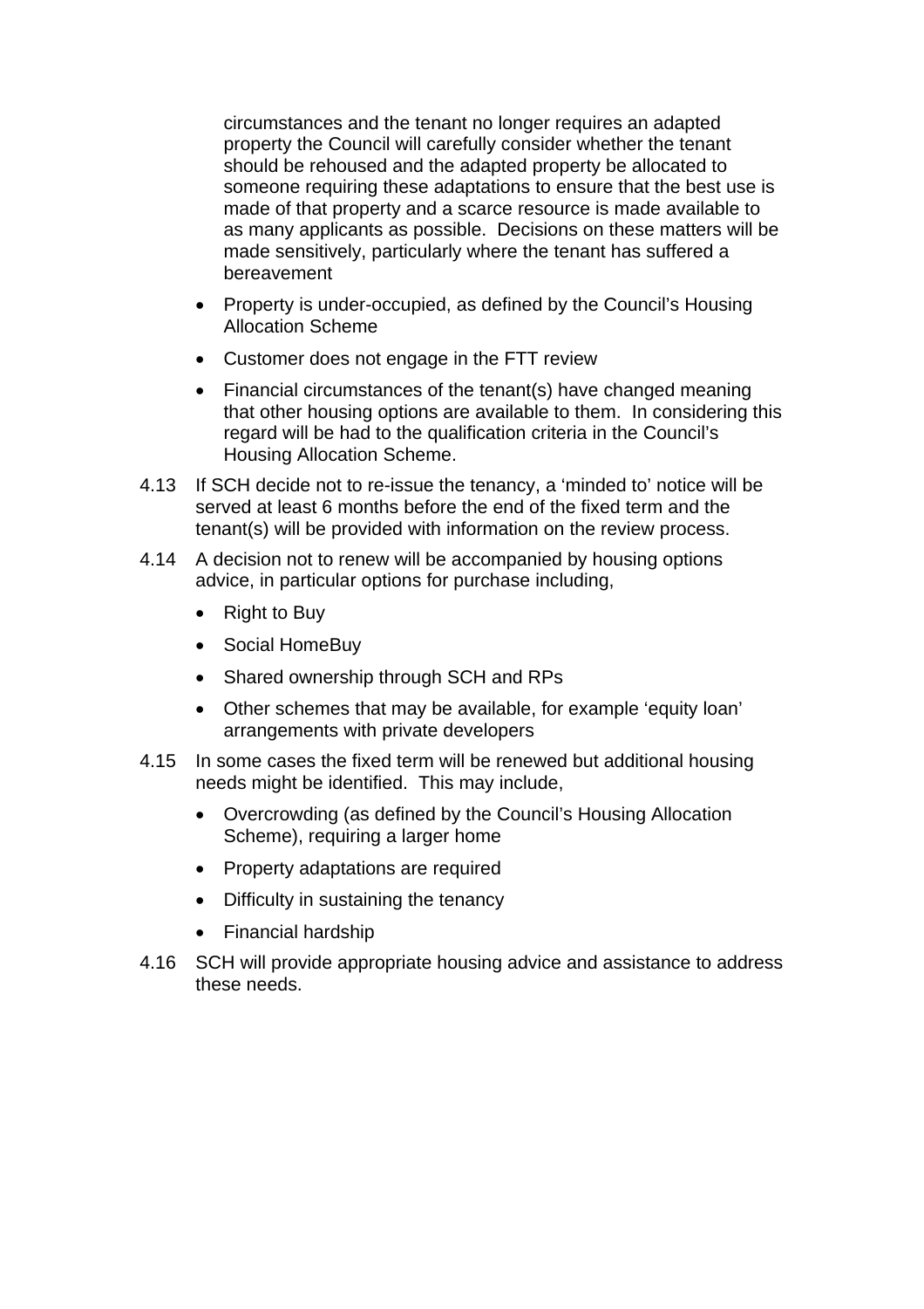circumstances and the tenant no longer requires an adapted property the Council will carefully consider whether the tenant should be rehoused and the adapted property be allocated to someone requiring these adaptations to ensure that the best use is made of that property and a scarce resource is made available to as many applicants as possible. Decisions on these matters will be made sensitively, particularly where the tenant has suffered a bereavement

- Property is under-occupied, as defined by the Council's Housing Allocation Scheme
- Customer does not engage in the FTT review
- Financial circumstances of the tenant(s) have changed meaning that other housing options are available to them. In considering this regard will be had to the qualification criteria in the Council's Housing Allocation Scheme.

4.13 If SCH decide not to re-issue the tenancy, a 'minded to' notice will be served at least 6 months before the end of the fixed term and the tenant(s) will be provided with information on the review process.

4.14 A decision not to renew will be accompanied by housing options advice, in particular options for purchase including,

- Right to Buy
- Social HomeBuy
- Shared ownership through SCH and RPs
- Other schemes that may be available, for example 'equity loan' arrangements with private developers

4.15 In some cases the fixed term will be renewed but additional housing needs might be identified. This may include,

- Overcrowding (as defined by the Council's Housing Allocation Scheme), requiring a larger home
- Property adaptations are required
- Difficulty in sustaining the tenancy
- Financial hardship

4.16 SCH will provide appropriate housing advice and assistance to address these needs.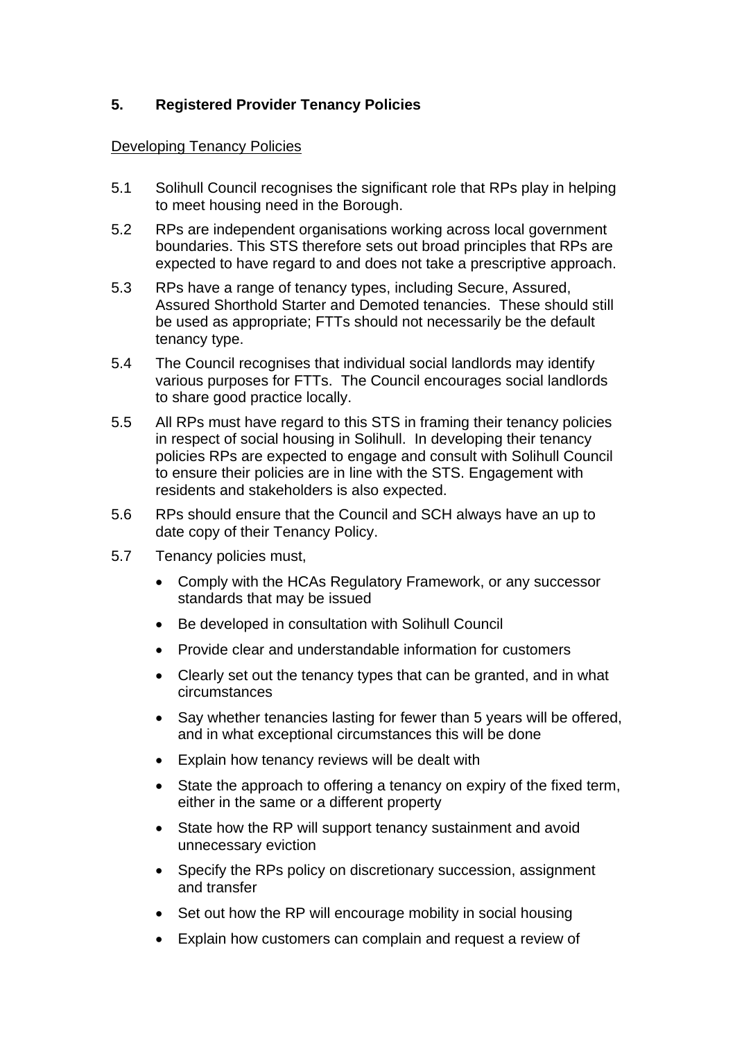## 5. Registered Provider Tenancy Policies

Developing Tenancy Policies

5.1 Solihull Council recognises the significant role that RPs play in helping to meet housing need in the Borough.

5.2 RPs are independent organisations working across local government boundaries. This STS therefore sets out broad principles that RPs are expected to have regard to and does not take a prescriptive approach.

5.3 RPs have a range of tenancy types, including Secure, Assured, Assured Shorthold Starter and Demoted tenancies. These should still be used as appropriate; FTTs should not necessarily be the default tenancy type.

5.4 The Council recognises that individual social landlords may identify various purposes for FTTs. The Council encourages social landlords to share good practice locally.

5.5 All RPs must have regard to this STS in framing their tenancy policies in respect of social housing in Solihull. In developing their tenancy policies RPs are expected to engage and consult with Solihull Council to ensure their policies are in line with the STS. Engagement with residents and stakeholders is also expected.

5.6 RPs should ensure that the Council and SCH always have an up to date copy of their Tenancy Policy.

5.7 Tenancy policies must,

- Comply with the HCAs Regulatory Framework, or any successor standards that may be issued
- Be developed in consultation with Solihull Council
- Provide clear and understandable information for customers
- Clearly set out the tenancy types that can be granted, and in what circumstances
- Say whether tenancies lasting for fewer than 5 years will be offered, and in what exceptional circumstances this will be done
- Explain how tenancy reviews will be dealt with
- State the approach to offering a tenancy on expiry of the fixed term, either in the same or a different property
- State how the RP will support tenancy sustainment and avoid unnecessary eviction
- Specify the RPs policy on discretionary succession, assignment and transfer
- Set out how the RP will encourage mobility in social housing
- Explain how customers can complain and request a review of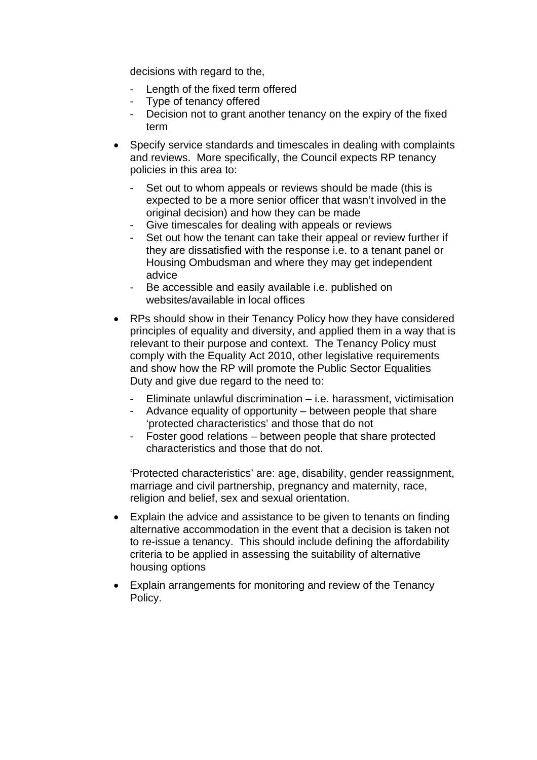decisions with regard to the,

- Length of the fixed term offered
- Type of tenancy offered
- Decision not to grant another tenancy on the expiry of the fixed term

- Specify service standards and timescales in dealing with complaints and reviews. More specifically, the Council expects RP tenancy policies in this area to:
  - Set out to whom appeals or reviews should be made (this is expected to be a more senior officer that wasn't involved in the original decision) and how they can be made
  - Give timescales for dealing with appeals or reviews
  - Set out how the tenant can take their appeal or review further if they are dissatisfied with the response i.e. to a tenant panel or Housing Ombudsman and where they may get independent advice
  - Be accessible and easily available i.e. published on websites/available in local offices

- RPs should show in their Tenancy Policy how they have considered principles of equality and diversity, and applied them in a way that is relevant to their purpose and context. The Tenancy Policy must comply with the Equality Act 2010, other legislative requirements and show how the RP will promote the Public Sector Equalities Duty and give due regard to the need to:
  - Eliminate unlawful discrimination – i.e. harassment, victimisation
  - Advance equality of opportunity – between people that share 'protected characteristics' and those that do not
  - Foster good relations – between people that share protected characteristics and those that do not.

  'Protected characteristics' are: age, disability, gender reassignment, marriage and civil partnership, pregnancy and maternity, race, religion and belief, sex and sexual orientation.

- Explain the advice and assistance to be given to tenants on finding alternative accommodation in the event that a decision is taken not to re-issue a tenancy. This should include defining the affordability criteria to be applied in assessing the suitability of alternative housing options

- Explain arrangements for monitoring and review of the Tenancy Policy.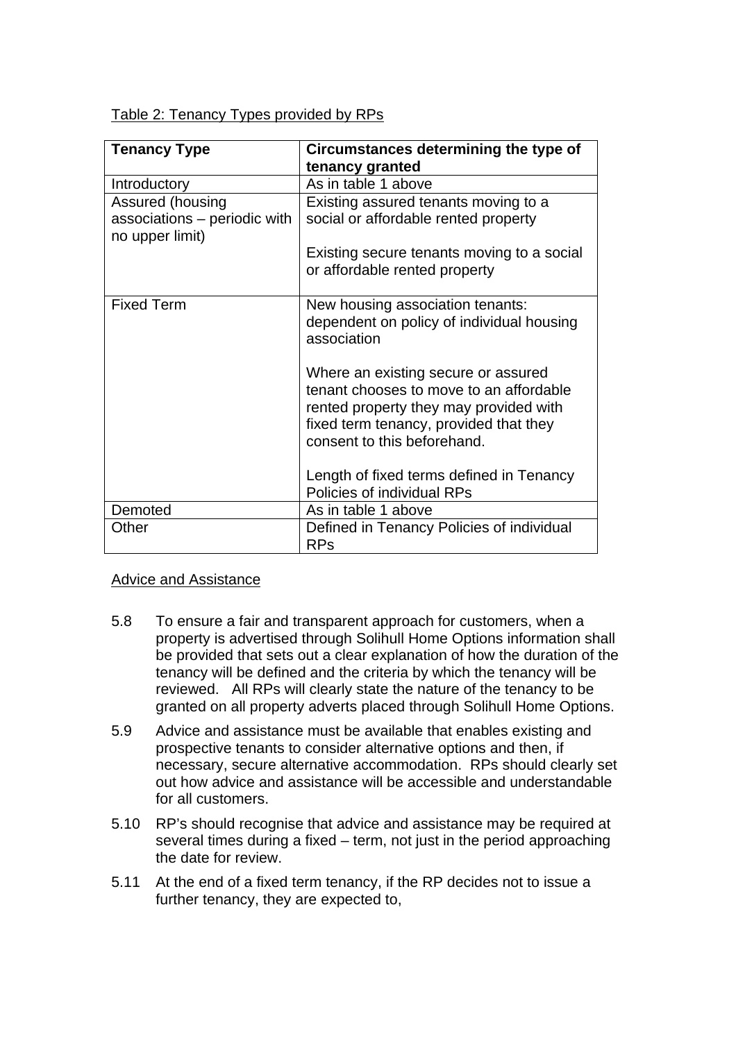Table 2: Tenancy Types provided by RPs

| Tenancy Type | Circumstances determining the type of tenancy granted |
|---|---|
| Introductory | As in table 1 above |
| Assured (housing associations – periodic with no upper limit) | Existing assured tenants moving to a social or affordable rented property<br><br>Existing secure tenants moving to a social or affordable rented property |
| Fixed Term | New housing association tenants: dependent on policy of individual housing association<br><br>Where an existing secure or assured tenant chooses to move to an affordable rented property they may provided with fixed term tenancy, provided that they consent to this beforehand.<br><br>Length of fixed terms defined in Tenancy Policies of individual RPs |
| Demoted | As in table 1 above |
| Other | Defined in Tenancy Policies of individual RPs |

Advice and Assistance

5.8 To ensure a fair and transparent approach for customers, when a property is advertised through Solihull Home Options information shall be provided that sets out a clear explanation of how the duration of the tenancy will be defined and the criteria by which the tenancy will be reviewed. All RPs will clearly state the nature of the tenancy to be granted on all property adverts placed through Solihull Home Options.

5.9 Advice and assistance must be available that enables existing and prospective tenants to consider alternative options and then, if necessary, secure alternative accommodation. RPs should clearly set out how advice and assistance will be accessible and understandable for all customers.

5.10 RP's should recognise that advice and assistance may be required at several times during a fixed – term, not just in the period approaching the date for review.

5.11 At the end of a fixed term tenancy, if the RP decides not to issue a further tenancy, they are expected to,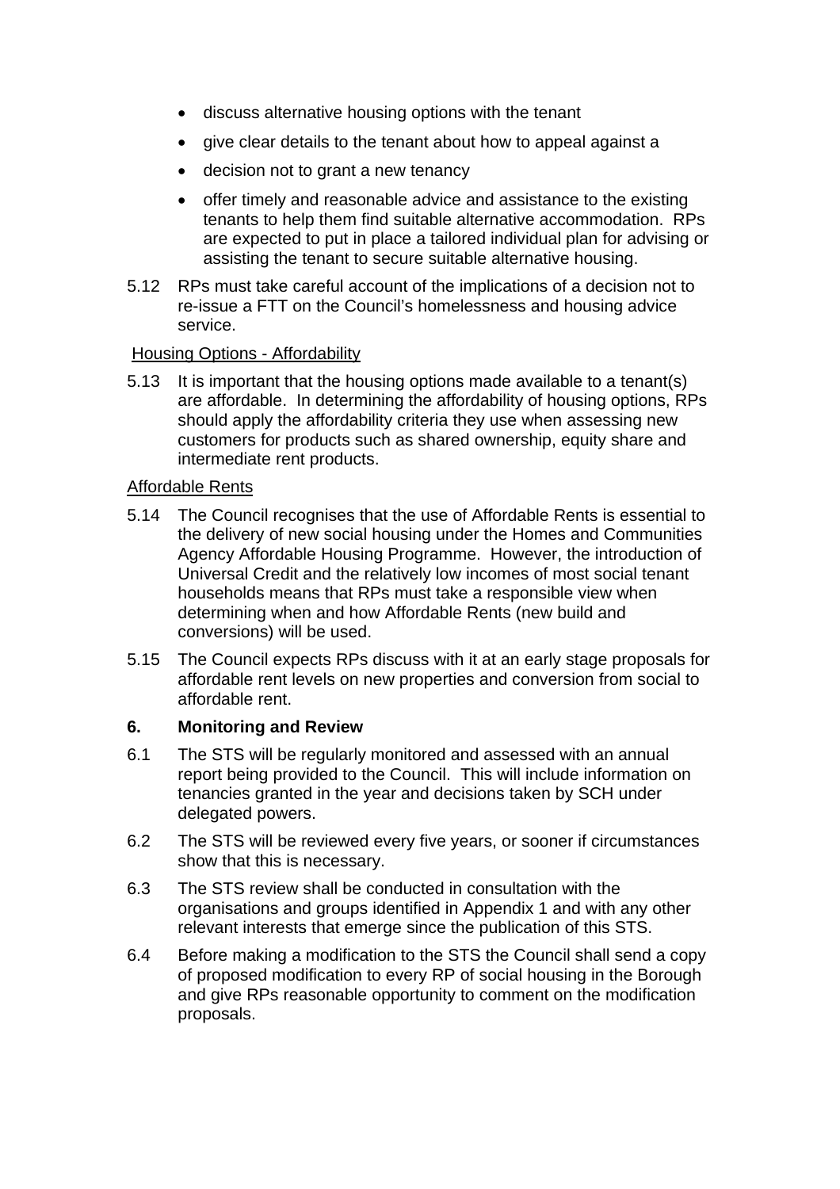- discuss alternative housing options with the tenant
- give clear details to the tenant about how to appeal against a
- decision not to grant a new tenancy
- offer timely and reasonable advice and assistance to the existing tenants to help them find suitable alternative accommodation. RPs are expected to put in place a tailored individual plan for advising or assisting the tenant to secure suitable alternative housing.

5.12 RPs must take careful account of the implications of a decision not to re-issue a FTT on the Council's homelessness and housing advice service.

Housing Options - Affordability

5.13 It is important that the housing options made available to a tenant(s) are affordable. In determining the affordability of housing options, RPs should apply the affordability criteria they use when assessing new customers for products such as shared ownership, equity share and intermediate rent products.

Affordable Rents

5.14 The Council recognises that the use of Affordable Rents is essential to the delivery of new social housing under the Homes and Communities Agency Affordable Housing Programme. However, the introduction of Universal Credit and the relatively low incomes of most social tenant households means that RPs must take a responsible view when determining when and how Affordable Rents (new build and conversions) will be used.

5.15 The Council expects RPs discuss with it at an early stage proposals for affordable rent levels on new properties and conversion from social to affordable rent.

## 6. Monitoring and Review

6.1 The STS will be regularly monitored and assessed with an annual report being provided to the Council. This will include information on tenancies granted in the year and decisions taken by SCH under delegated powers.

6.2 The STS will be reviewed every five years, or sooner if circumstances show that this is necessary.

6.3 The STS review shall be conducted in consultation with the organisations and groups identified in Appendix 1 and with any other relevant interests that emerge since the publication of this STS.

6.4 Before making a modification to the STS the Council shall send a copy of proposed modification to every RP of social housing in the Borough and give RPs reasonable opportunity to comment on the modification proposals.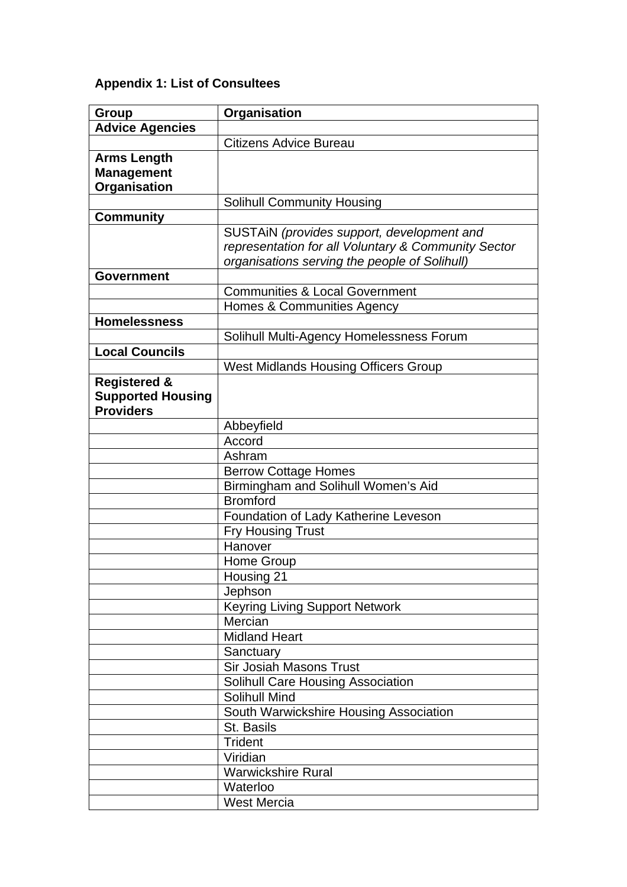### Appendix 1: List of Consultees

| Group | Organisation |
|---|---|
| **Advice Agencies** | |
| | Citizens Advice Bureau |
| **Arms Length Management Organisation** | |
| | Solihull Community Housing |
| **Community** | |
| | SUSTAiN *(provides support, development and representation for all Voluntary & Community Sector organisations serving the people of Solihull)* |
| **Government** | |
| | Communities & Local Government |
| | Homes & Communities Agency |
| **Homelessness** | |
| | Solihull Multi-Agency Homelessness Forum |
| **Local Councils** | |
| | West Midlands Housing Officers Group |
| **Registered & Supported Housing Providers** | |
| | Abbeyfield |
| | Accord |
| | Ashram |
| | Berrow Cottage Homes |
| | Birmingham and Solihull Women's Aid |
| | Bromford |
| | Foundation of Lady Katherine Leveson |
| | Fry Housing Trust |
| | Hanover |
| | Home Group |
| | Housing 21 |
| | Jephson |
| | Keyring Living Support Network |
| | Mercian |
| | Midland Heart |
| | Sanctuary |
| | Sir Josiah Masons Trust |
| | Solihull Care Housing Association |
| | Solihull Mind |
| | South Warwickshire Housing Association |
| | St. Basils |
| | Trident |
| | Viridian |
| | Warwickshire Rural |
| | Waterloo |
| | West Mercia |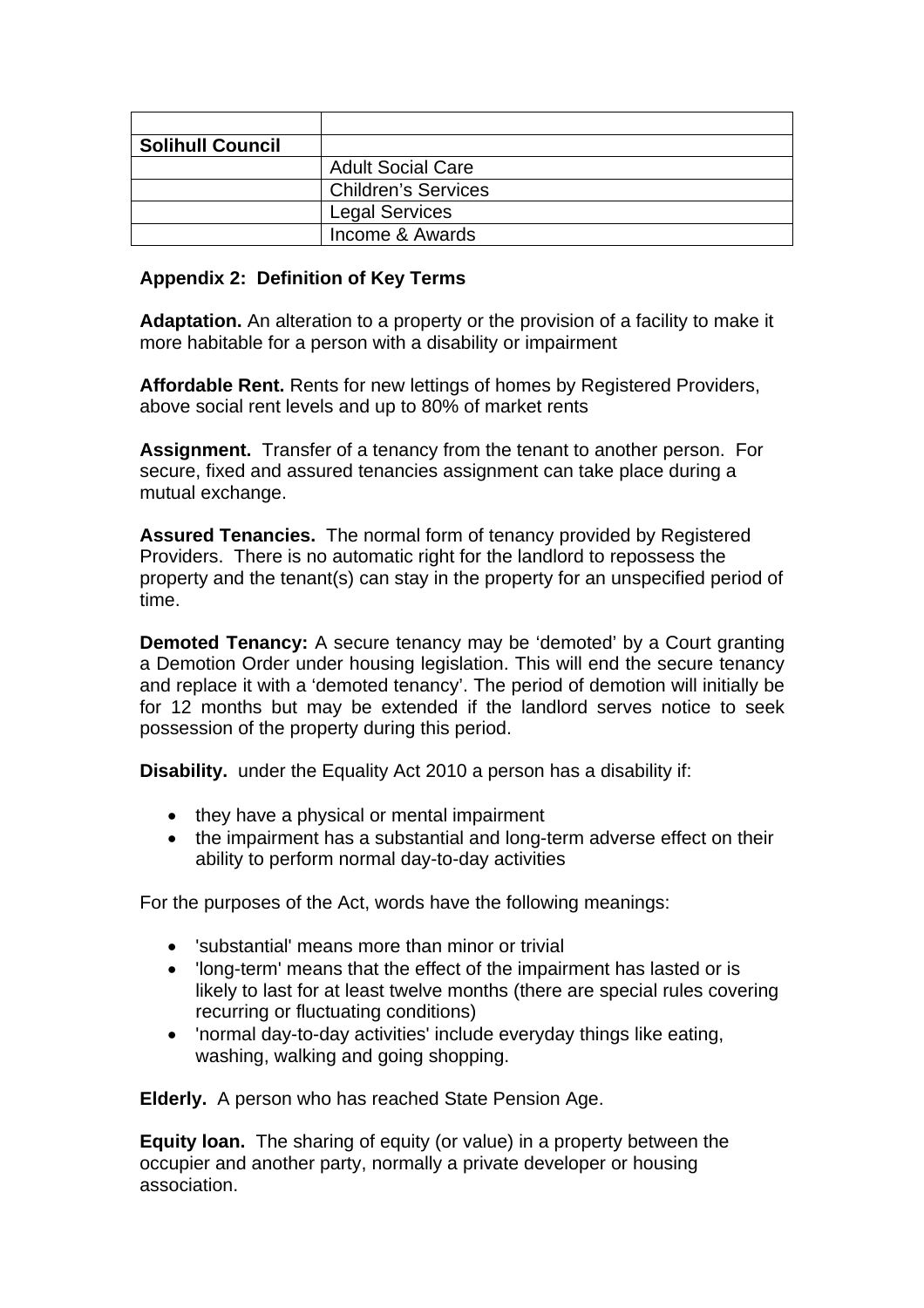| | |
|---|---|
| **Solihull Council** | |
| | Adult Social Care |
| | Children's Services |
| | Legal Services |
| | Income & Awards |

**Appendix 2: Definition of Key Terms**

**Adaptation.** An alteration to a property or the provision of a facility to make it more habitable for a person with a disability or impairment

**Affordable Rent.** Rents for new lettings of homes by Registered Providers, above social rent levels and up to 80% of market rents

**Assignment.** Transfer of a tenancy from the tenant to another person. For secure, fixed and assured tenancies assignment can take place during a mutual exchange.

**Assured Tenancies.** The normal form of tenancy provided by Registered Providers. There is no automatic right for the landlord to repossess the property and the tenant(s) can stay in the property for an unspecified period of time.

**Demoted Tenancy:** A secure tenancy may be 'demoted' by a Court granting a Demotion Order under housing legislation. This will end the secure tenancy and replace it with a 'demoted tenancy'. The period of demotion will initially be for 12 months but may be extended if the landlord serves notice to seek possession of the property during this period.

**Disability.** under the Equality Act 2010 a person has a disability if:

- they have a physical or mental impairment
- the impairment has a substantial and long-term adverse effect on their ability to perform normal day-to-day activities

For the purposes of the Act, words have the following meanings:

- 'substantial' means more than minor or trivial
- 'long-term' means that the effect of the impairment has lasted or is likely to last for at least twelve months (there are special rules covering recurring or fluctuating conditions)
- 'normal day-to-day activities' include everyday things like eating, washing, walking and going shopping.

**Elderly.** A person who has reached State Pension Age.

**Equity loan.** The sharing of equity (or value) in a property between the occupier and another party, normally a private developer or housing association.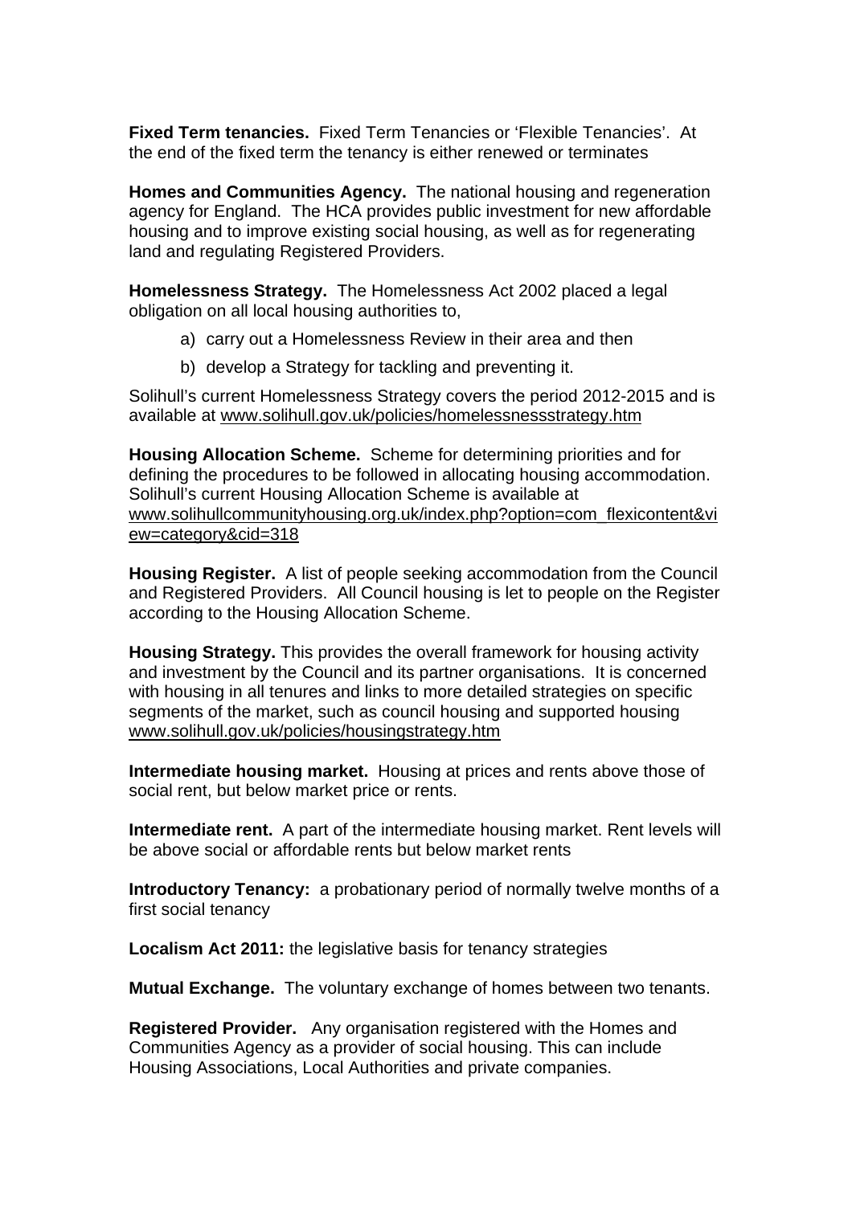**Fixed Term tenancies.** Fixed Term Tenancies or 'Flexible Tenancies'. At the end of the fixed term the tenancy is either renewed or terminates

**Homes and Communities Agency.** The national housing and regeneration agency for England. The HCA provides public investment for new affordable housing and to improve existing social housing, as well as for regenerating land and regulating Registered Providers.

**Homelessness Strategy.** The Homelessness Act 2002 placed a legal obligation on all local housing authorities to,

a) carry out a Homelessness Review in their area and then

b) develop a Strategy for tackling and preventing it.

Solihull's current Homelessness Strategy covers the period 2012-2015 and is available at www.solihull.gov.uk/policies/homelessnessstrategy.htm

**Housing Allocation Scheme.** Scheme for determining priorities and for defining the procedures to be followed in allocating housing accommodation. Solihull's current Housing Allocation Scheme is available at www.solihullcommunityhousing.org.uk/index.php?option=com_flexicontent&view=category&cid=318

**Housing Register.** A list of people seeking accommodation from the Council and Registered Providers. All Council housing is let to people on the Register according to the Housing Allocation Scheme.

**Housing Strategy.** This provides the overall framework for housing activity and investment by the Council and its partner organisations. It is concerned with housing in all tenures and links to more detailed strategies on specific segments of the market, such as council housing and supported housing www.solihull.gov.uk/policies/housingstrategy.htm

**Intermediate housing market.** Housing at prices and rents above those of social rent, but below market price or rents.

**Intermediate rent.** A part of the intermediate housing market. Rent levels will be above social or affordable rents but below market rents

**Introductory Tenancy:** a probationary period of normally twelve months of a first social tenancy

**Localism Act 2011:** the legislative basis for tenancy strategies

**Mutual Exchange.** The voluntary exchange of homes between two tenants.

**Registered Provider.** Any organisation registered with the Homes and Communities Agency as a provider of social housing. This can include Housing Associations, Local Authorities and private companies.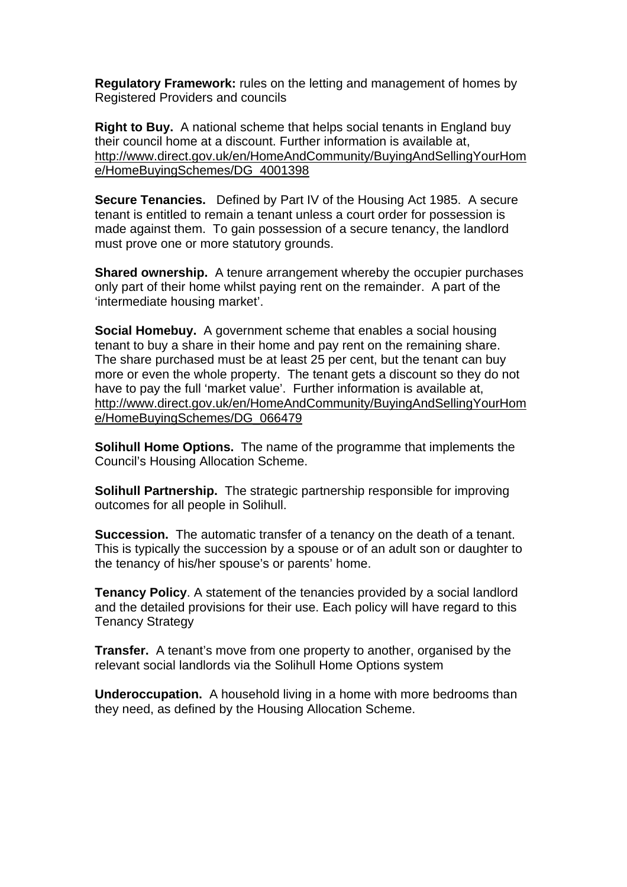**Regulatory Framework:** rules on the letting and management of homes by Registered Providers and councils

**Right to Buy.** A national scheme that helps social tenants in England buy their council home at a discount. Further information is available at, http://www.direct.gov.uk/en/HomeAndCommunity/BuyingAndSellingYourHome/HomeBuyingSchemes/DG_4001398

**Secure Tenancies.** Defined by Part IV of the Housing Act 1985. A secure tenant is entitled to remain a tenant unless a court order for possession is made against them. To gain possession of a secure tenancy, the landlord must prove one or more statutory grounds.

**Shared ownership.** A tenure arrangement whereby the occupier purchases only part of their home whilst paying rent on the remainder. A part of the 'intermediate housing market'.

**Social Homebuy.** A government scheme that enables a social housing tenant to buy a share in their home and pay rent on the remaining share. The share purchased must be at least 25 per cent, but the tenant can buy more or even the whole property. The tenant gets a discount so they do not have to pay the full 'market value'. Further information is available at, http://www.direct.gov.uk/en/HomeAndCommunity/BuyingAndSellingYourHome/HomeBuyingSchemes/DG_066479

**Solihull Home Options.** The name of the programme that implements the Council's Housing Allocation Scheme.

**Solihull Partnership.** The strategic partnership responsible for improving outcomes for all people in Solihull.

**Succession.** The automatic transfer of a tenancy on the death of a tenant. This is typically the succession by a spouse or of an adult son or daughter to the tenancy of his/her spouse's or parents' home.

**Tenancy Policy**. A statement of the tenancies provided by a social landlord and the detailed provisions for their use. Each policy will have regard to this Tenancy Strategy

**Transfer.** A tenant's move from one property to another, organised by the relevant social landlords via the Solihull Home Options system

**Underoccupation.** A household living in a home with more bedrooms than they need, as defined by the Housing Allocation Scheme.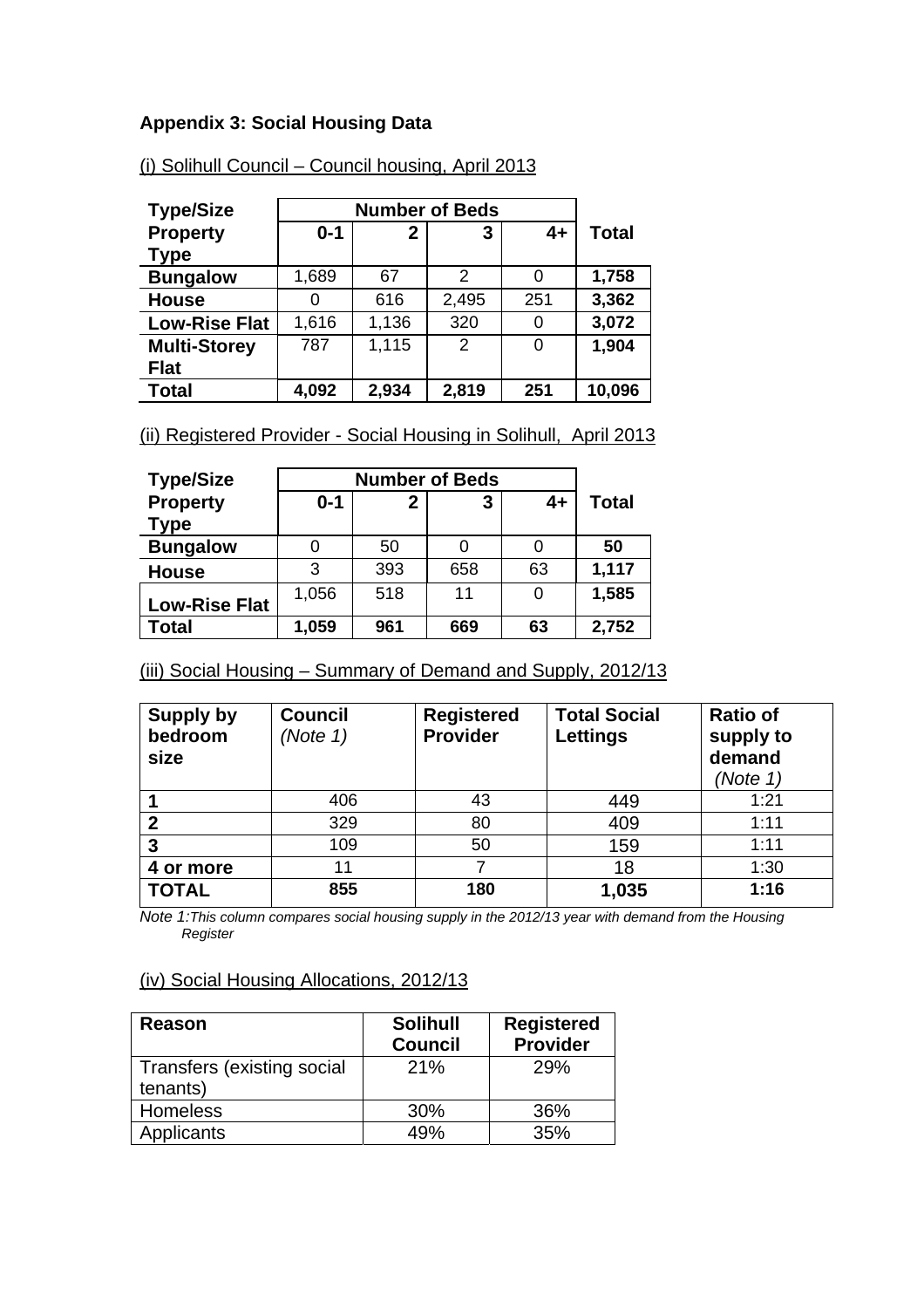## Appendix 3: Social Housing Data

(i) Solihull Council – Council housing, April 2013

| Type/Size | Number of Beds | | | | |
|---|---|---|---|---|---|
| Property Type | 0-1 | 2 | 3 | 4+ | Total |
| **Bungalow** | 1,689 | 67 | 2 | 0 | **1,758** |
| **House** | 0 | 616 | 2,495 | 251 | **3,362** |
| **Low-Rise Flat** | 1,616 | 1,136 | 320 | 0 | **3,072** |
| **Multi-Storey Flat** | 787 | 1,115 | 2 | 0 | **1,904** |
| **Total** | **4,092** | **2,934** | **2,819** | **251** | **10,096** |

(ii) Registered Provider - Social Housing in Solihull, April 2013

| Type/Size | Number of Beds | | | | |
|---|---|---|---|---|---|
| Property Type | 0-1 | 2 | 3 | 4+ | Total |
| **Bungalow** | 0 | 50 | 0 | 0 | **50** |
| **House** | 3 | 393 | 658 | 63 | **1,117** |
| **Low-Rise Flat** | 1,056 | 518 | 11 | 0 | **1,585** |
| **Total** | **1,059** | **961** | **669** | **63** | **2,752** |

(iii) Social Housing – Summary of Demand and Supply, 2012/13

| Supply by bedroom size | Council *(Note 1)* | Registered Provider | Total Social Lettings | Ratio of supply to demand *(Note 1)* |
|---|---|---|---|---|
| **1** | 406 | 43 | 449 | 1:21 |
| **2** | 329 | 80 | 409 | 1:11 |
| **3** | 109 | 50 | 159 | 1:11 |
| **4 or more** | 11 | 7 | 18 | 1:30 |
| **TOTAL** | **855** | **180** | **1,035** | **1:16** |

*Note 1:This column compares social housing supply in the 2012/13 year with demand from the Housing Register*

(iv) Social Housing Allocations, 2012/13

| Reason | Solihull Council | Registered Provider |
|---|---|---|
| Transfers (existing social tenants) | 21% | 29% |
| Homeless | 30% | 36% |
| Applicants | 49% | 35% |